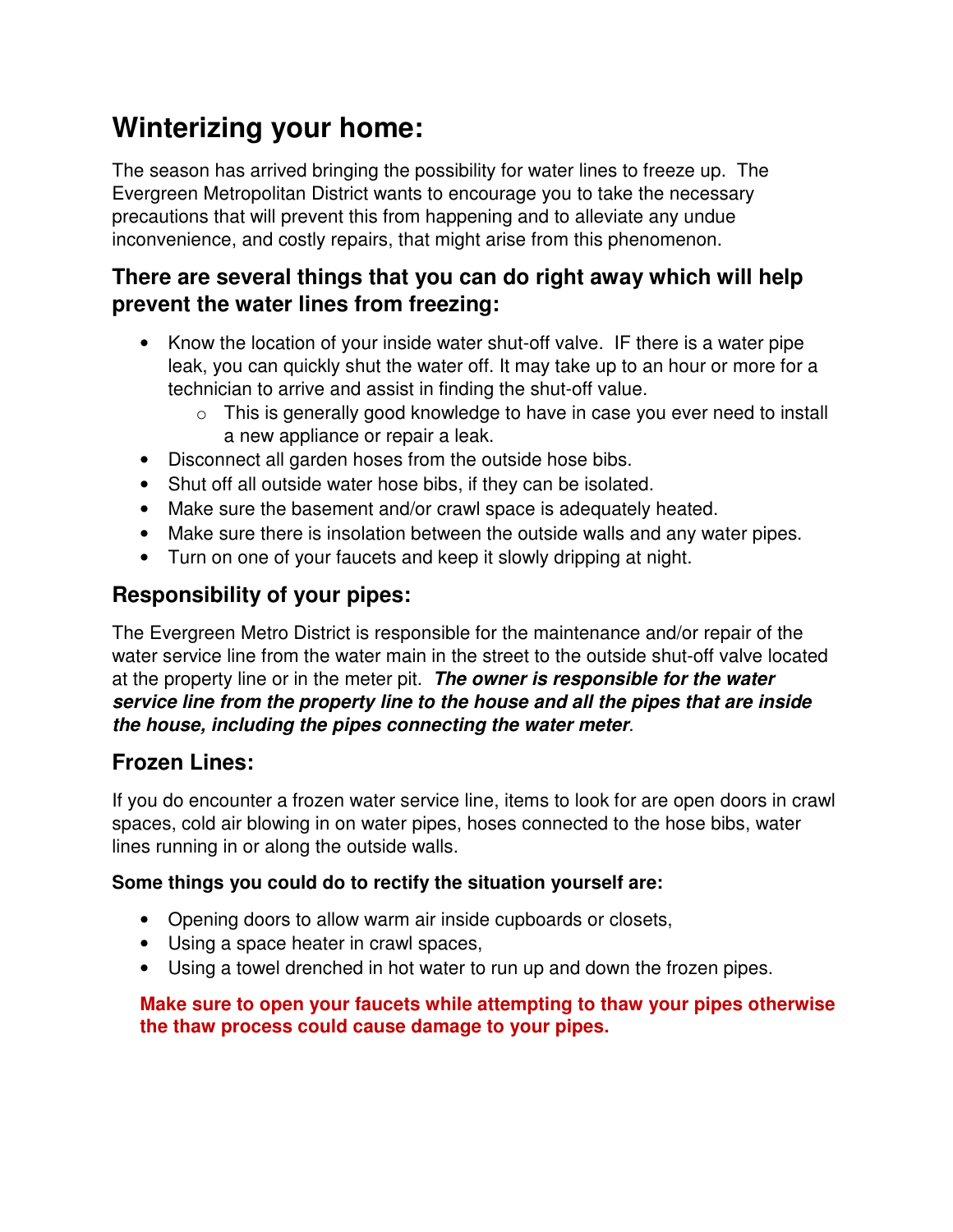# Winterizing your home:

The season has arrived bringing the possibility for water lines to freeze up. The Evergreen Metropolitan District wants to encourage you to take the necessary precautions that will prevent this from happening and to alleviate any undue inconvenience, and costly repairs, that might arise from this phenomenon.

## There are several things that you can do right away which will help prevent the water lines from freezing:

- Know the location of your inside water shut-off valve. IF there is a water pipe leak, you can quickly shut the water off. It may take up to an hour or more for a technician to arrive and assist in finding the shut-off value.
  - This is generally good knowledge to have in case you ever need to install a new appliance or repair a leak.
- Disconnect all garden hoses from the outside hose bibs.
- Shut off all outside water hose bibs, if they can be isolated.
- Make sure the basement and/or crawl space is adequately heated.
- Make sure there is insolation between the outside walls and any water pipes.
- Turn on one of your faucets and keep it slowly dripping at night.

## Responsibility of your pipes:

The Evergreen Metro District is responsible for the maintenance and/or repair of the water service line from the water main in the street to the outside shut-off valve located at the property line or in the meter pit. ***The owner is responsible for the water service line from the property line to the house and all the pipes that are inside the house, including the pipes connecting the water meter***.

## Frozen Lines:

If you do encounter a frozen water service line, items to look for are open doors in crawl spaces, cold air blowing in on water pipes, hoses connected to the hose bibs, water lines running in or along the outside walls.

**Some things you could do to rectify the situation yourself are:**

- Opening doors to allow warm air inside cupboards or closets,
- Using a space heater in crawl spaces,
- Using a towel drenched in hot water to run up and down the frozen pipes.

**Make sure to open your faucets while attempting to thaw your pipes otherwise the thaw process could cause damage to your pipes.**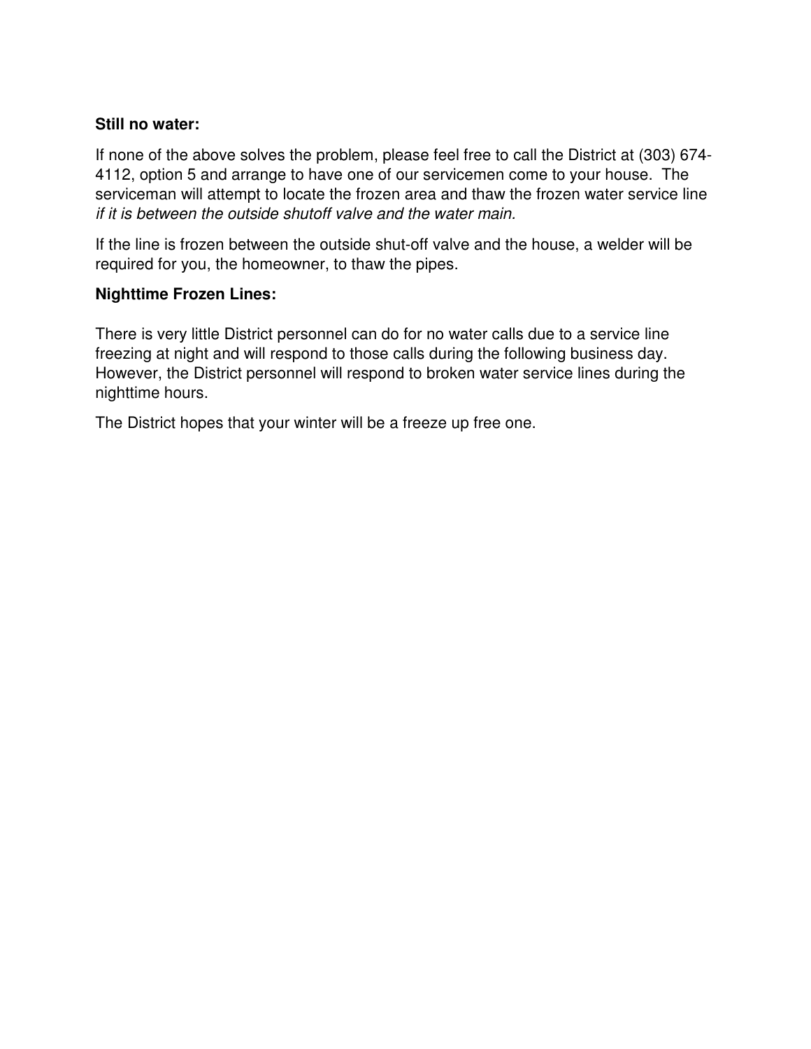**Still no water:**

If none of the above solves the problem, please feel free to call the District at (303) 674-4112, option 5 and arrange to have one of our servicemen come to your house. The serviceman will attempt to locate the frozen area and thaw the frozen water service line *if it is between the outside shutoff valve and the water main.*

If the line is frozen between the outside shut-off valve and the house, a welder will be required for you, the homeowner, to thaw the pipes.

**Nighttime Frozen Lines:**

There is very little District personnel can do for no water calls due to a service line freezing at night and will respond to those calls during the following business day. However, the District personnel will respond to broken water service lines during the nighttime hours.

The District hopes that your winter will be a freeze up free one.